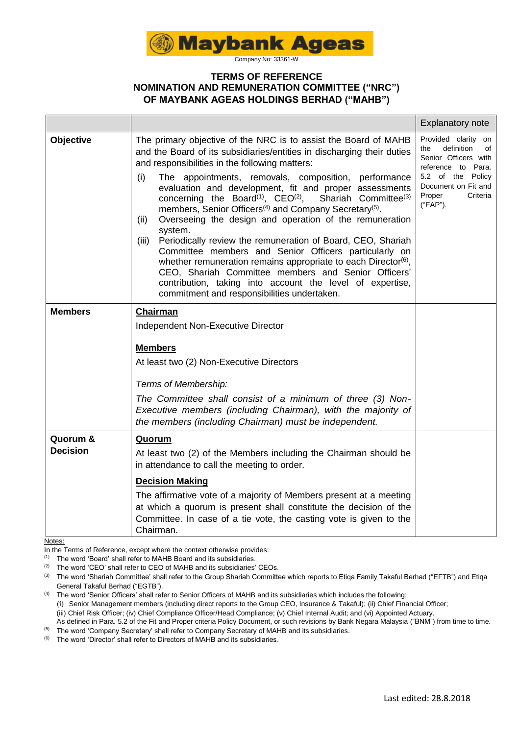Maybank Ageas

Company No: 33361-W

# TERMS OF REFERENCE
# NOMINATION AND REMUNERATION COMMITTEE (“NRC”) OF MAYBANK AGEAS HOLDINGS BERHAD (“MAHB”)

| | | Explanatory note |
|---|---|---|
| **Objective** | The primary objective of the NRC is to assist the Board of MAHB and the Board of its subsidiaries/entities in discharging their duties and responsibilities in the following matters:<br>(i) The appointments, removals, composition, performance evaluation and development, fit and proper assessments concerning the Board[(1)], CEO[(2)], Shariah Committee[(3)] members, Senior Officers[(4)] and Company Secretary[(5)].<br>(ii) Overseeing the design and operation of the remuneration system.<br>(iii) Periodically review the remuneration of Board, CEO, Shariah Committee members and Senior Officers particularly on whether remuneration remains appropriate to each Director[(6)], CEO, Shariah Committee members and Senior Officers' contribution, taking into account the level of expertise, commitment and responsibilities undertaken. | Provided clarity on the definition of Senior Officers with reference to Para. 5.2 of the Policy Document on Fit and Proper Criteria (“FAP”). |
| **Members** | **Chairman**<br>Independent Non-Executive Director<br><br>**Members**<br>At least two (2) Non-Executive Directors<br><br>*Terms of Membership:*<br>*The Committee shall consist of a minimum of three (3) Non-Executive members (including Chairman), with the majority of the members (including Chairman) must be independent.* | |
| **Quorum & Decision** | **Quorum**<br>At least two (2) of the Members including the Chairman should be in attendance to call the meeting to order.<br><br>**Decision Making**<br>The affirmative vote of a majority of Members present at a meeting at which a quorum is present shall constitute the decision of the Committee. In case of a tie vote, the casting vote is given to the Chairman. | |

Notes:

In the Terms of Reference, except where the context otherwise provides:

(1) The word ‘Board’ shall refer to MAHB Board and its subsidiaries.

(2) The word ‘CEO’ shall refer to CEO of MAHB and its subsidiaries’ CEOs.

(3) The word ‘Shariah Committee’ shall refer to the Group Shariah Committee which reports to Etiqa Family Takaful Berhad (“EFTB”) and Etiqa General Takaful Berhad (“EGTB”).

(4) The word ‘Senior Officers’ shall refer to Senior Officers of MAHB and its subsidiaries which includes the following:
(i) Senior Management members (including direct reports to the Group CEO, Insurance & Takaful); (ii) Chief Financial Officer; (iii) Chief Risk Officer; (iv) Chief Compliance Officer/Head Compliance; (v) Chief Internal Audit; and (vi) Appointed Actuary.
As defined in Para. 5.2 of the Fit and Proper criteria Policy Document, or such revisions by Bank Negara Malaysia (“BNM”) from time to time.

(5) The word ‘Company Secretary’ shall refer to Company Secretary of MAHB and its subsidiaries.

(6) The word ‘Director’ shall refer to Directors of MAHB and its subsidiaries.

Last edited: 28.8.2018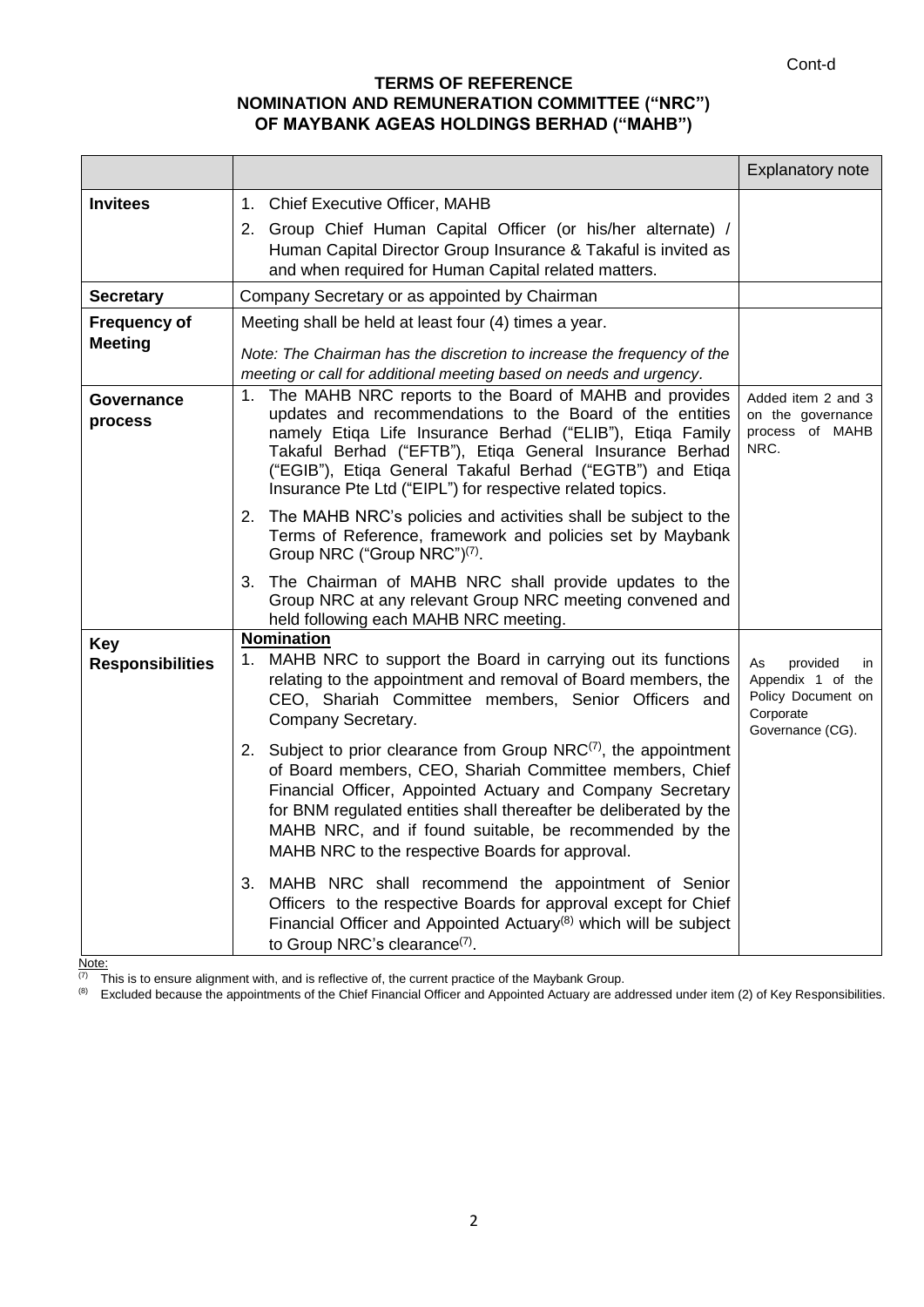Cont-d

**TERMS OF REFERENCE**
**NOMINATION AND REMUNERATION COMMITTEE ("NRC") OF MAYBANK AGEAS HOLDINGS BERHAD ("MAHB")**

| | | Explanatory note |
|---|---|---|
| **Invitees** | 1. Chief Executive Officer, MAHB<br>2. Group Chief Human Capital Officer (or his/her alternate) / Human Capital Director Group Insurance & Takaful is invited as and when required for Human Capital related matters. | |
| **Secretary** | Company Secretary or as appointed by Chairman | |
| **Frequency of Meeting** | Meeting shall be held at least four (4) times a year.<br>*Note: The Chairman has the discretion to increase the frequency of the meeting or call for additional meeting based on needs and urgency.* | |
| **Governance process** | 1. The MAHB NRC reports to the Board of MAHB and provides updates and recommendations to the Board of the entities namely Etiqa Life Insurance Berhad ("ELIB"), Etiqa Family Takaful Berhad ("EFTB"), Etiqa General Insurance Berhad ("EGIB"), Etiqa General Takaful Berhad ("EGTB") and Etiqa Insurance Pte Ltd ("EIPL") for respective related topics.<br>2. The MAHB NRC's policies and activities shall be subject to the Terms of Reference, framework and policies set by Maybank Group NRC ("Group NRC")[7].<br>3. The Chairman of MAHB NRC shall provide updates to the Group NRC at any relevant Group NRC meeting convened and held following each MAHB NRC meeting. | Added item 2 and 3 on the governance process of MAHB NRC. |
| **Key Responsibilities** | **Nomination**<br>1. MAHB NRC to support the Board in carrying out its functions relating to the appointment and removal of Board members, the CEO, Shariah Committee members, Senior Officers and Company Secretary.<br>2. Subject to prior clearance from Group NRC[7], the appointment of Board members, CEO, Shariah Committee members, Chief Financial Officer, Appointed Actuary and Company Secretary for BNM regulated entities shall thereafter be deliberated by the MAHB NRC, and if found suitable, be recommended by the MAHB NRC to the respective Boards for approval.<br>3. MAHB NRC shall recommend the appointment of Senior Officers to the respective Boards for approval except for Chief Financial Officer and Appointed Actuary[8] which will be subject to Group NRC's clearance[7]. | As provided in Appendix 1 of the Policy Document on Corporate Governance (CG). |

Note:

[7] This is to ensure alignment with, and is reflective of, the current practice of the Maybank Group.

[8] Excluded because the appointments of the Chief Financial Officer and Appointed Actuary are addressed under item (2) of Key Responsibilities.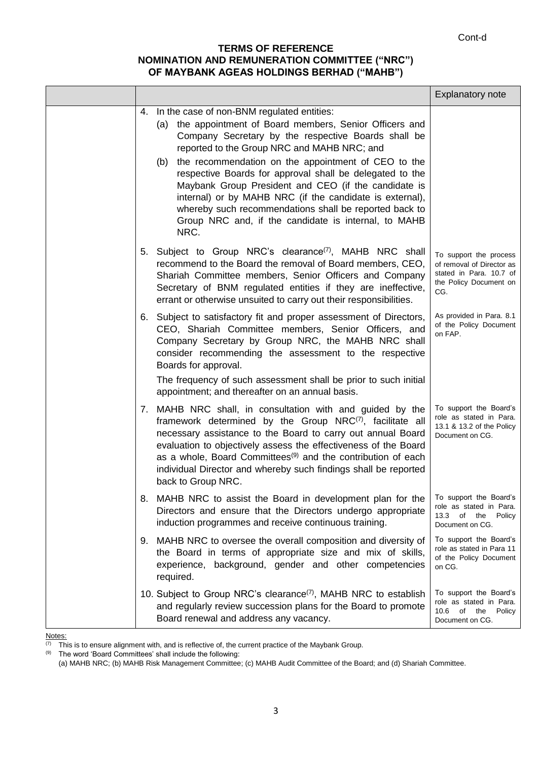Cont-d

**TERMS OF REFERENCE**
**NOMINATION AND REMUNERATION COMMITTEE ("NRC")**
**OF MAYBANK AGEAS HOLDINGS BERHAD ("MAHB")**

| | | Explanatory note |
|---|---|---|
| | 4. In the case of non-BNM regulated entities:<br>(a) the appointment of Board members, Senior Officers and Company Secretary by the respective Boards shall be reported to the Group NRC and MAHB NRC; and<br>(b) the recommendation on the appointment of CEO to the respective Boards for approval shall be delegated to the Maybank Group President and CEO (if the candidate is internal) or by MAHB NRC (if the candidate is external), whereby such recommendations shall be reported back to Group NRC and, if the candidate is internal, to MAHB NRC. | |
| | 5. Subject to Group NRC's clearance[(7)], MAHB NRC shall recommend to the Board the removal of Board members, CEO, Shariah Committee members, Senior Officers and Company Secretary of BNM regulated entities if they are ineffective, errant or otherwise unsuited to carry out their responsibilities. | To support the process of removal of Director as stated in Para. 10.7 of the Policy Document on CG. |
| | 6. Subject to satisfactory fit and proper assessment of Directors, CEO, Shariah Committee members, Senior Officers, and Company Secretary by Group NRC, the MAHB NRC shall consider recommending the assessment to the respective Boards for approval.<br><br>The frequency of such assessment shall be prior to such initial appointment; and thereafter on an annual basis. | As provided in Para. 8.1 of the Policy Document on FAP. |
| | 7. MAHB NRC shall, in consultation with and guided by the framework determined by the Group NRC[(7)], facilitate all necessary assistance to the Board to carry out annual Board evaluation to objectively assess the effectiveness of the Board as a whole, Board Committees[(9)] and the contribution of each individual Director and whereby such findings shall be reported back to Group NRC. | To support the Board's role as stated in Para. 13.1 & 13.2 of the Policy Document on CG. |
| | 8. MAHB NRC to assist the Board in development plan for the Directors and ensure that the Directors undergo appropriate induction programmes and receive continuous training. | To support the Board's role as stated in Para. 13.3 of the Policy Document on CG. |
| | 9. MAHB NRC to oversee the overall composition and diversity of the Board in terms of appropriate size and mix of skills, experience, background, gender and other competencies required. | To support the Board's role as stated in Para 11 of the Policy Document on CG. |
| | 10. Subject to Group NRC's clearance[(7)], MAHB NRC to establish and regularly review succession plans for the Board to promote Board renewal and address any vacancy. | To support the Board's role as stated in Para. 10.6 of the Policy Document on CG. |

Notes:
[(7)] This is to ensure alignment with, and is reflective of, the current practice of the Maybank Group.
[(9)] The word 'Board Committees' shall include the following:
(a) MAHB NRC; (b) MAHB Risk Management Committee; (c) MAHB Audit Committee of the Board; and (d) Shariah Committee.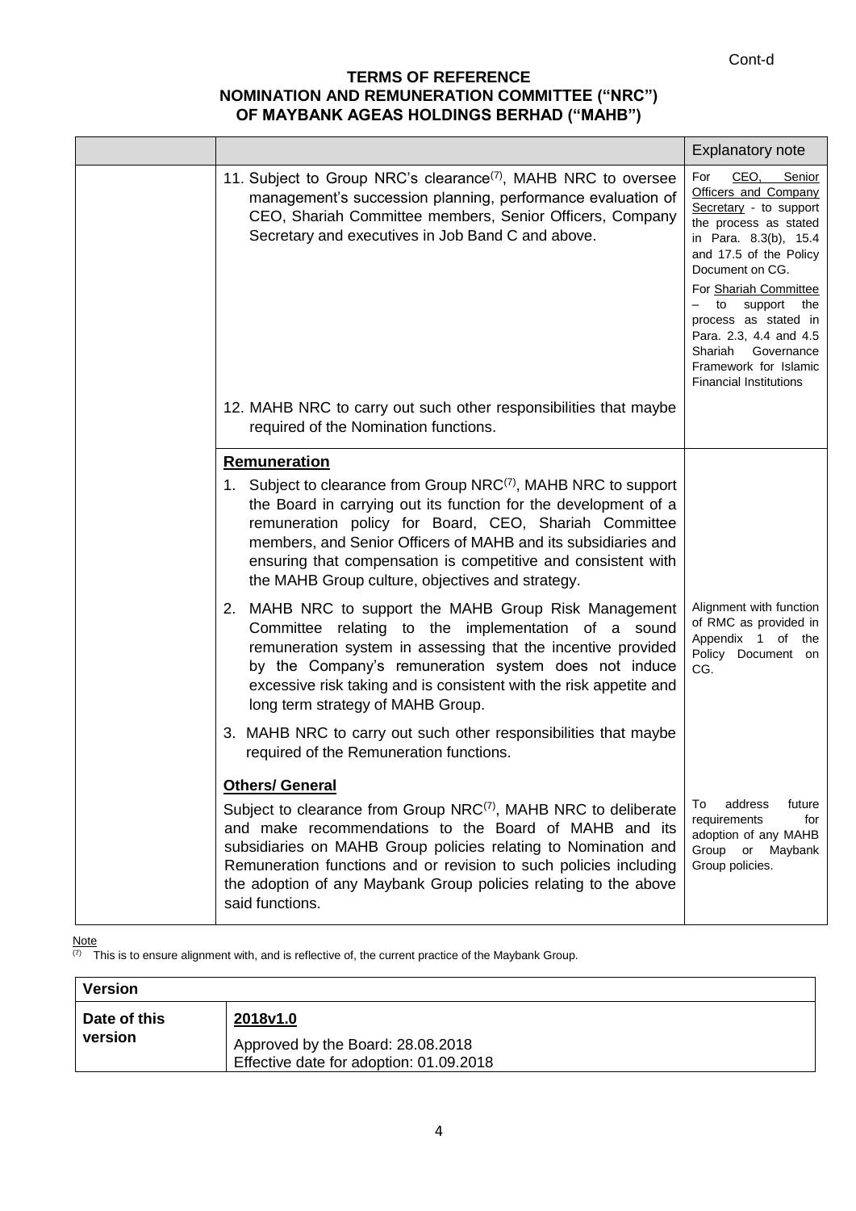Cont-d

**TERMS OF REFERENCE**
**NOMINATION AND REMUNERATION COMMITTEE ("NRC")**
**OF MAYBANK AGEAS HOLDINGS BERHAD ("MAHB")**

| | | Explanatory note |
|---|---|---|
| | 11. Subject to Group NRC's clearance[7], MAHB NRC to oversee management's succession planning, performance evaluation of CEO, Shariah Committee members, Senior Officers, Company Secretary and executives in Job Band C and above. | For CEO, Senior Officers and Company Secretary - to support the process as stated in Para. 8.3(b), 15.4 and 17.5 of the Policy Document on CG. For Shariah Committee – to support the process as stated in Para. 2.3, 4.4 and 4.5 Shariah Governance Framework for Islamic Financial Institutions |
| | 12. MAHB NRC to carry out such other responsibilities that maybe required of the Nomination functions. | |
| | **Remuneration** 1. Subject to clearance from Group NRC[7], MAHB NRC to support the Board in carrying out its function for the development of a remuneration policy for Board, CEO, Shariah Committee members, and Senior Officers of MAHB and its subsidiaries and ensuring that compensation is competitive and consistent with the MAHB Group culture, objectives and strategy. | |
| | 2. MAHB NRC to support the MAHB Group Risk Management Committee relating to the implementation of a sound remuneration system in assessing that the incentive provided by the Company's remuneration system does not induce excessive risk taking and is consistent with the risk appetite and long term strategy of MAHB Group. | Alignment with function of RMC as provided in Appendix 1 of the Policy Document on CG. |
| | 3. MAHB NRC to carry out such other responsibilities that maybe required of the Remuneration functions. | |
| | **Others/ General** Subject to clearance from Group NRC[7], MAHB NRC to deliberate and make recommendations to the Board of MAHB and its subsidiaries on MAHB Group policies relating to Nomination and Remuneration functions and or revision to such policies including the adoption of any Maybank Group policies relating to the above said functions. | To address future requirements for adoption of any MAHB Group or Maybank Group policies. |

Note
[7] This is to ensure alignment with, and is reflective of, the current practice of the Maybank Group.

| **Version** | |
|---|---|
| **Date of this version** | **2018v1.0** Approved by the Board: 28.08.2018 Effective date for adoption: 01.09.2018 |